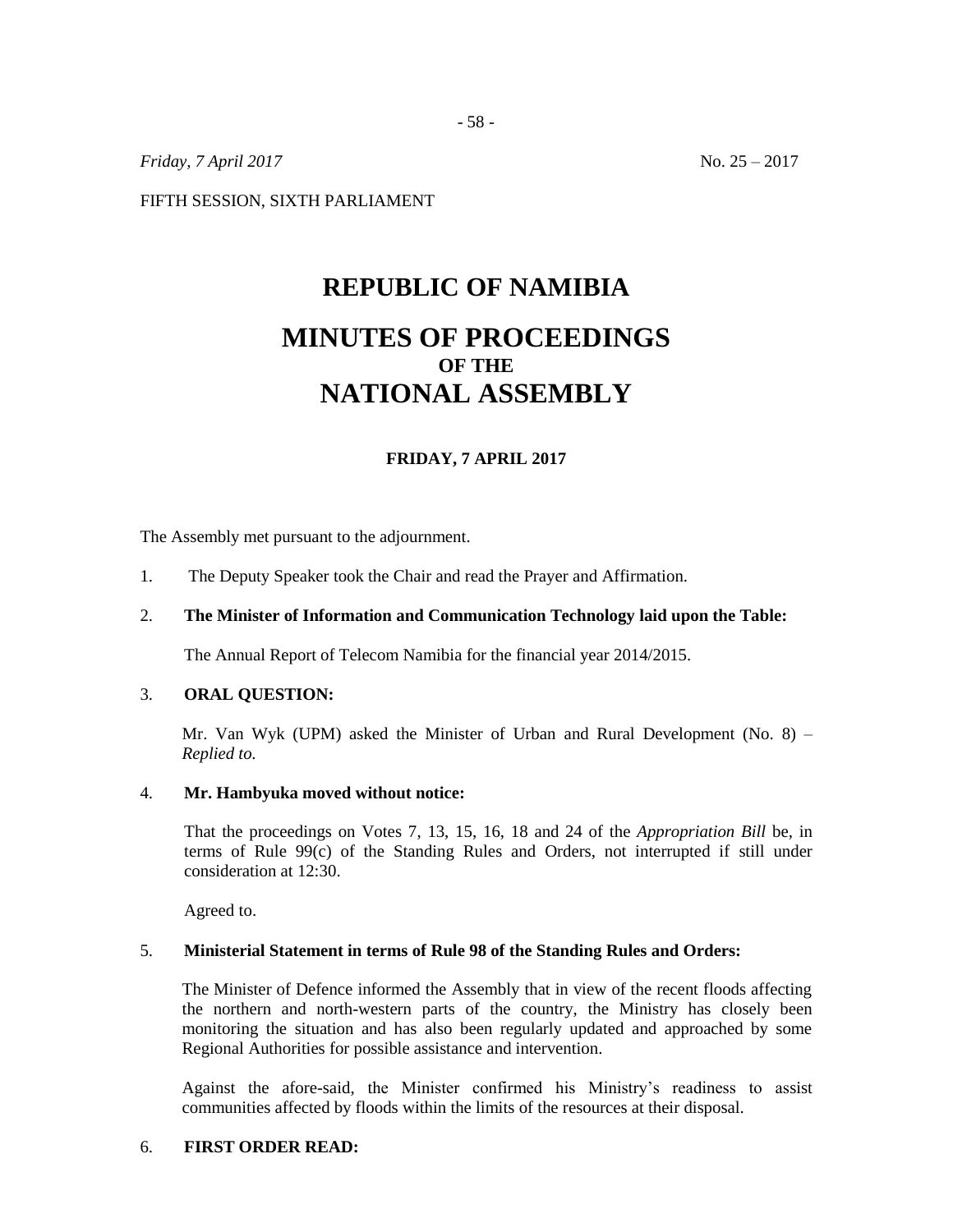*Friday, 7 April 2017* No. 25 – 2017

FIFTH SESSION, SIXTH PARLIAMENT

# REPUBLIC OF NAMIBIA

# MINUTES OF PROCEEDINGS
## OF THE
# NATIONAL ASSEMBLY

**FRIDAY, 7 APRIL 2017**

The Assembly met pursuant to the adjournment.

1. The Deputy Speaker took the Chair and read the Prayer and Affirmation.

2. **The Minister of Information and Communication Technology laid upon the Table:**

   The Annual Report of Telecom Namibia for the financial year 2014/2015.

3. **ORAL QUESTION:**

   Mr. Van Wyk (UPM) asked the Minister of Urban and Rural Development (No. 8) – *Replied to.*

4. **Mr. Hambyuka moved without notice:**

   That the proceedings on Votes 7, 13, 15, 16, 18 and 24 of the *Appropriation Bill* be, in terms of Rule 99(c) of the Standing Rules and Orders, not interrupted if still under consideration at 12:30.

   Agreed to.

5. **Ministerial Statement in terms of Rule 98 of the Standing Rules and Orders:**

   The Minister of Defence informed the Assembly that in view of the recent floods affecting the northern and north-western parts of the country, the Ministry has closely been monitoring the situation and has also been regularly updated and approached by some Regional Authorities for possible assistance and intervention.

   Against the afore-said, the Minister confirmed his Ministry's readiness to assist communities affected by floods within the limits of the resources at their disposal.

6. **FIRST ORDER READ:**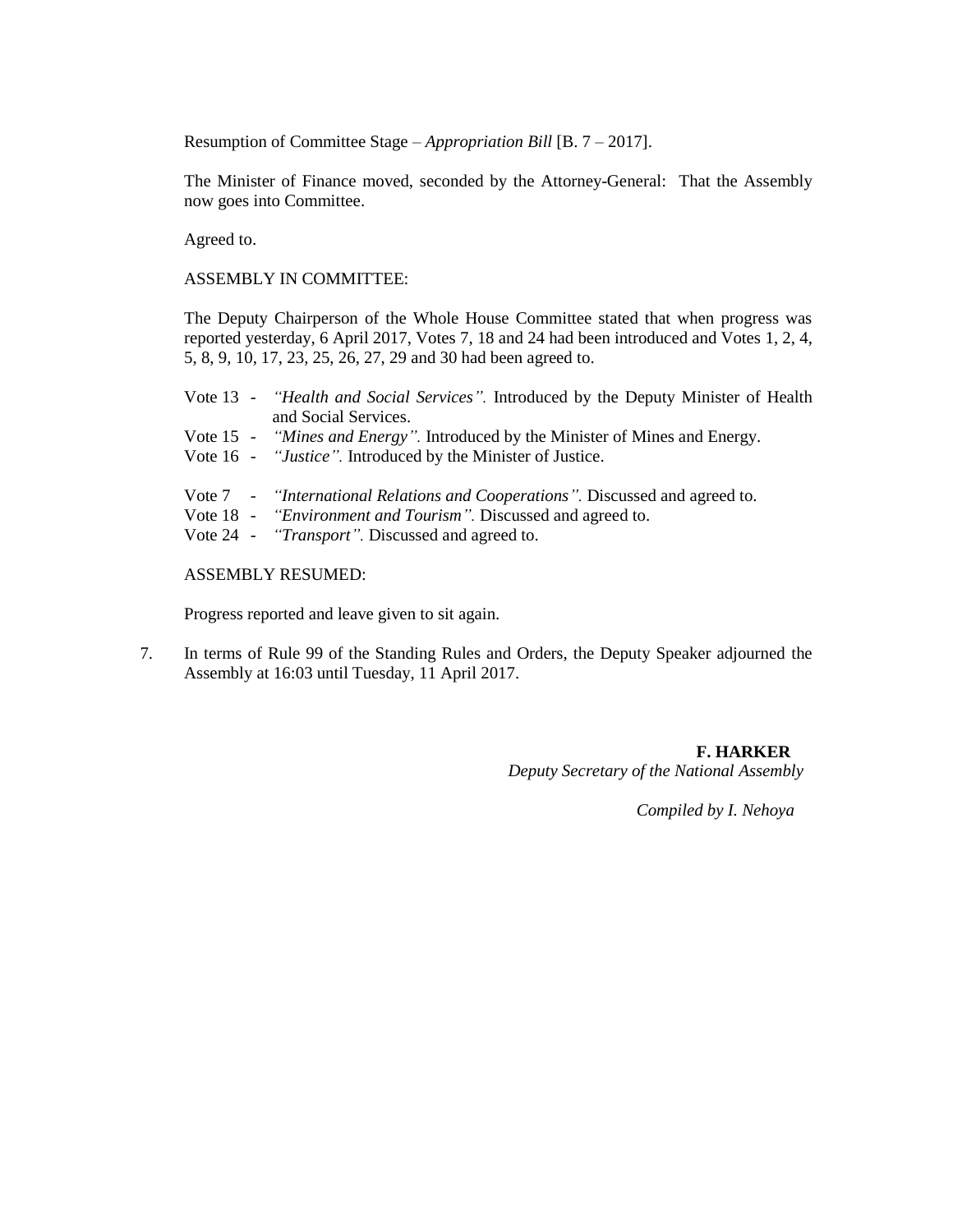Resumption of Committee Stage – *Appropriation Bill* [B. 7 – 2017].

The Minister of Finance moved, seconded by the Attorney-General: That the Assembly now goes into Committee.

Agreed to.

ASSEMBLY IN COMMITTEE:

The Deputy Chairperson of the Whole House Committee stated that when progress was reported yesterday, 6 April 2017, Votes 7, 18 and 24 had been introduced and Votes 1, 2, 4, 5, 8, 9, 10, 17, 23, 25, 26, 27, 29 and 30 had been agreed to.

Vote 13 - *"Health and Social Services".* Introduced by the Deputy Minister of Health and Social Services.
Vote 15 - *"Mines and Energy".* Introduced by the Minister of Mines and Energy.
Vote 16 - *"Justice".* Introduced by the Minister of Justice.

Vote 7 - *"International Relations and Cooperations".* Discussed and agreed to.
Vote 18 - *"Environment and Tourism".* Discussed and agreed to.
Vote 24 - *"Transport".* Discussed and agreed to.

ASSEMBLY RESUMED:

Progress reported and leave given to sit again.

7. In terms of Rule 99 of the Standing Rules and Orders, the Deputy Speaker adjourned the Assembly at 16:03 until Tuesday, 11 April 2017.

**F. HARKER**
*Deputy Secretary of the National Assembly*

*Compiled by I. Nehoya*